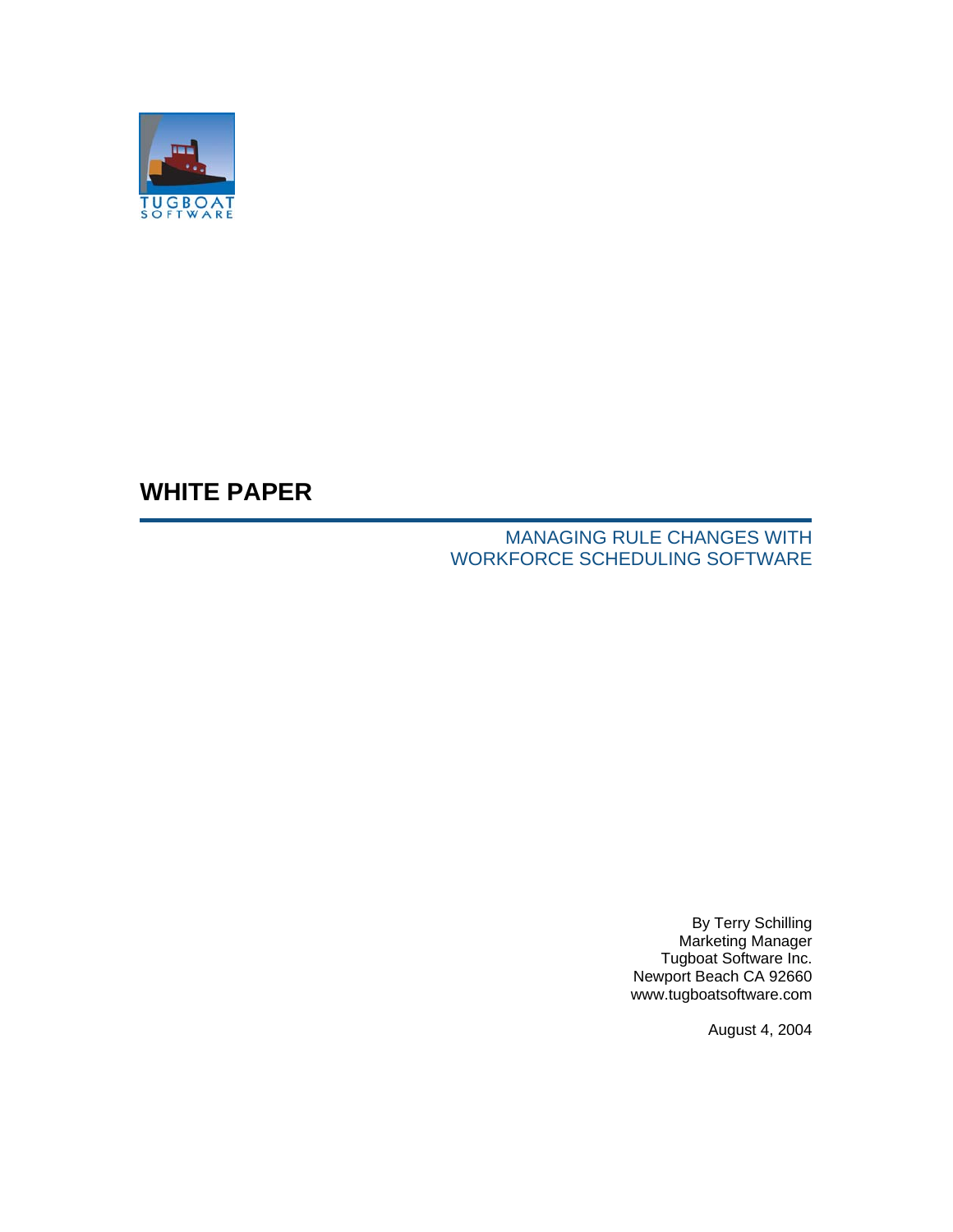TUGBOAT SOFTWARE

# WHITE PAPER

## MANAGING RULE CHANGES WITH WORKFORCE SCHEDULING SOFTWARE

By Terry Schilling
Marketing Manager
Tugboat Software Inc.
Newport Beach CA 92660
www.tugboatsoftware.com

August 4, 2004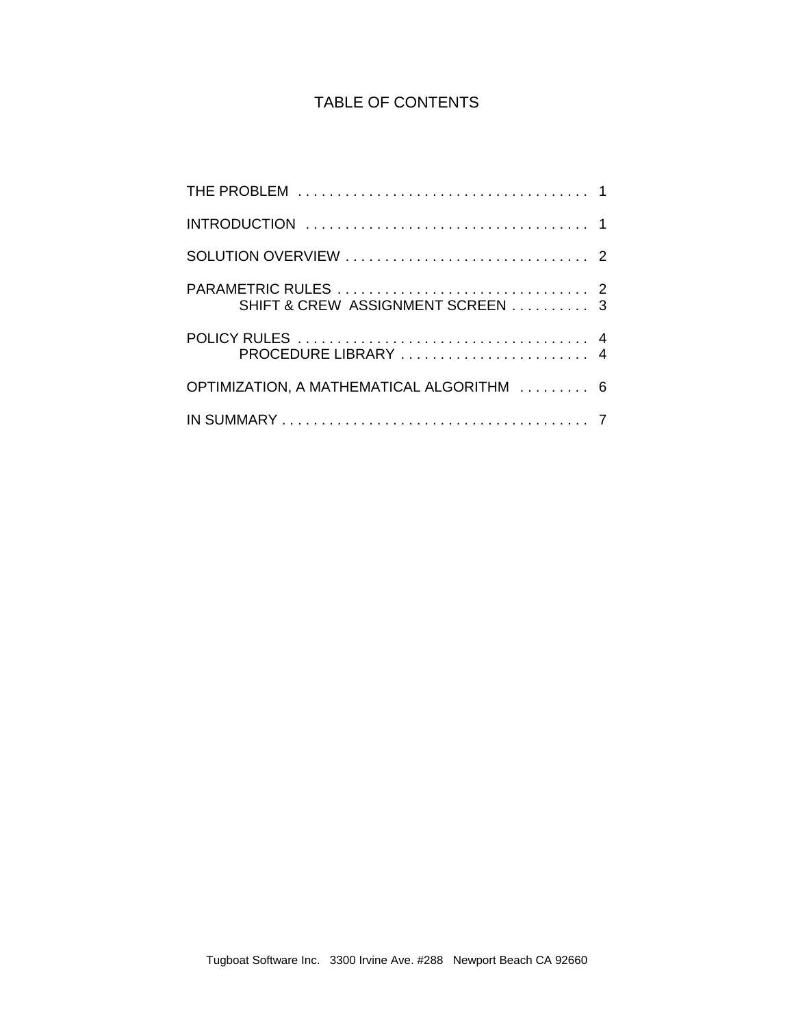# TABLE OF CONTENTS

THE PROBLEM . . . . . . . . . . . . . . . . . . . . . . . . . . . . . . . . . . . . . 1

INTRODUCTION . . . . . . . . . . . . . . . . . . . . . . . . . . . . . . . . . . . . 1

SOLUTION OVERVIEW . . . . . . . . . . . . . . . . . . . . . . . . . . . . . . . 2

PARAMETRIC RULES . . . . . . . . . . . . . . . . . . . . . . . . . . . . . . . . 2
    SHIFT & CREW ASSIGNMENT SCREEN . . . . . . . . . . 3

POLICY RULES . . . . . . . . . . . . . . . . . . . . . . . . . . . . . . . . . . . . . 4
    PROCEDURE LIBRARY . . . . . . . . . . . . . . . . . . . . . . . . 4

OPTIMIZATION, A MATHEMATICAL ALGORITHM . . . . . . . . . 6

IN SUMMARY . . . . . . . . . . . . . . . . . . . . . . . . . . . . . . . . . . . . . . . 7

Tugboat Software Inc. 3300 Irvine Ave. #288 Newport Beach CA 92660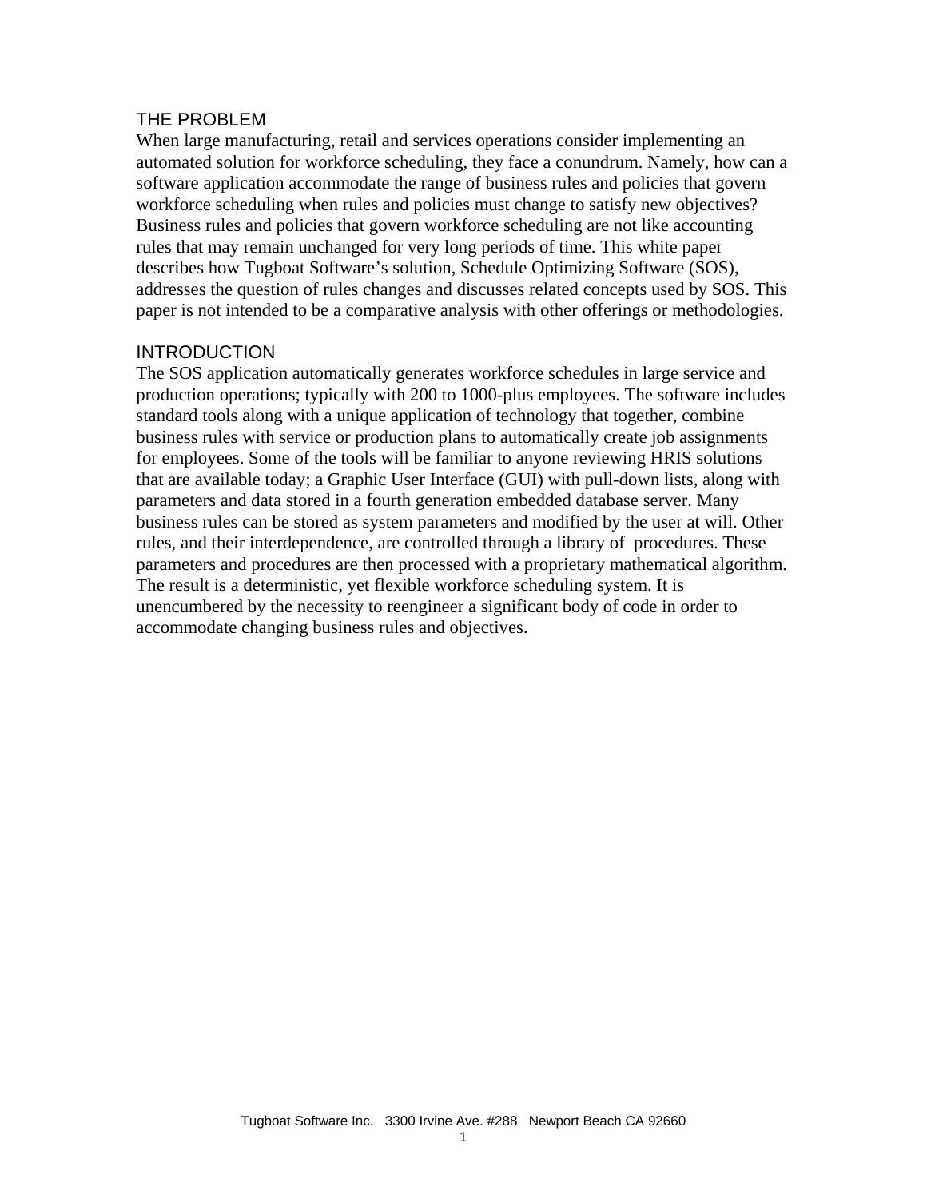## THE PROBLEM

When large manufacturing, retail and services operations consider implementing an automated solution for workforce scheduling, they face a conundrum. Namely, how can a software application accommodate the range of business rules and policies that govern workforce scheduling when rules and policies must change to satisfy new objectives? Business rules and policies that govern workforce scheduling are not like accounting rules that may remain unchanged for very long periods of time. This white paper describes how Tugboat Software's solution, Schedule Optimizing Software (SOS), addresses the question of rules changes and discusses related concepts used by SOS. This paper is not intended to be a comparative analysis with other offerings or methodologies.

## INTRODUCTION

The SOS application automatically generates workforce schedules in large service and production operations; typically with 200 to 1000-plus employees. The software includes standard tools along with a unique application of technology that together, combine business rules with service or production plans to automatically create job assignments for employees. Some of the tools will be familiar to anyone reviewing HRIS solutions that are available today; a Graphic User Interface (GUI) with pull-down lists, along with parameters and data stored in a fourth generation embedded database server. Many business rules can be stored as system parameters and modified by the user at will. Other rules, and their interdependence, are controlled through a library of procedures. These parameters and procedures are then processed with a proprietary mathematical algorithm. The result is a deterministic, yet flexible workforce scheduling system. It is unencumbered by the necessity to reengineer a significant body of code in order to accommodate changing business rules and objectives.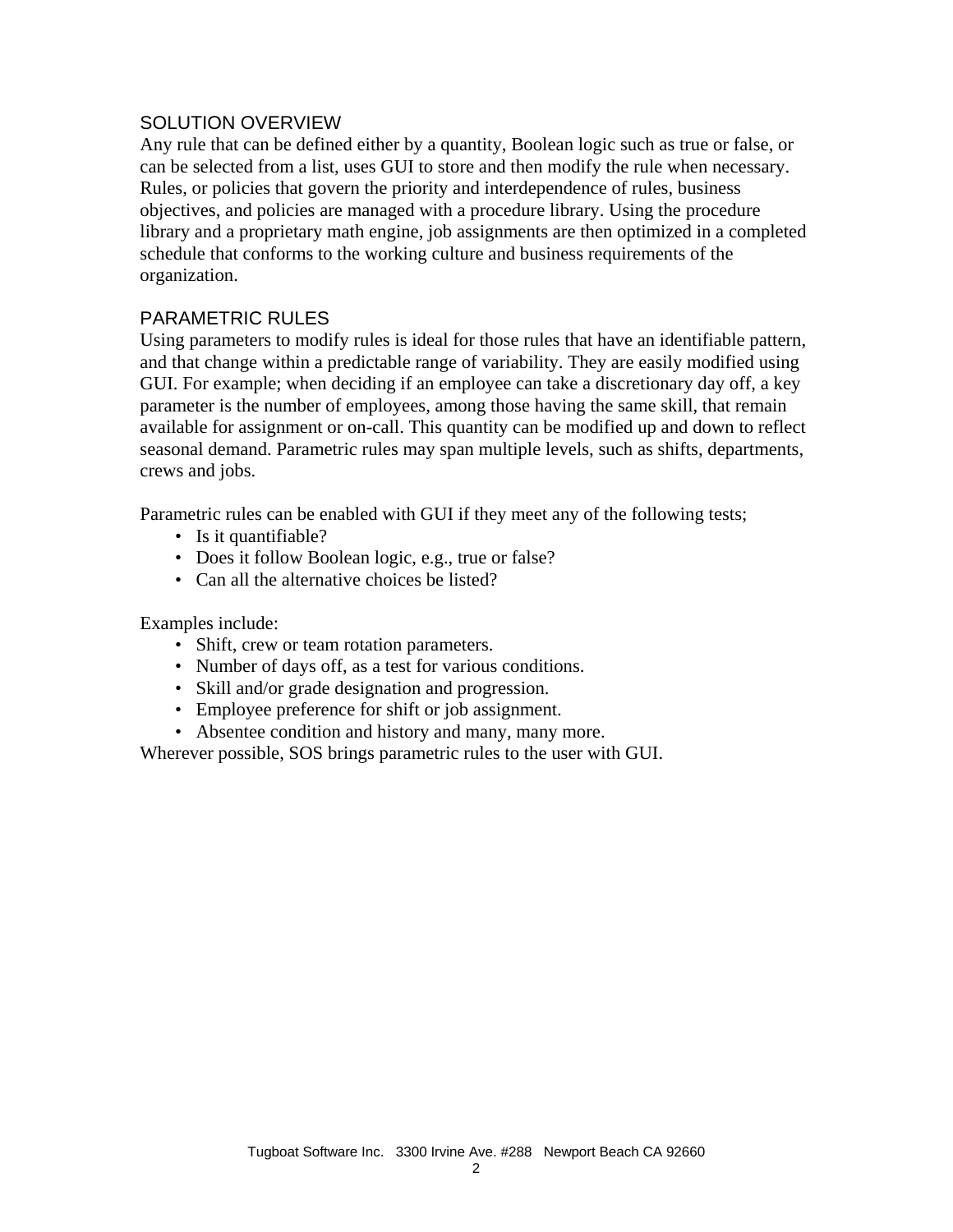## SOLUTION OVERVIEW

Any rule that can be defined either by a quantity, Boolean logic such as true or false, or can be selected from a list, uses GUI to store and then modify the rule when necessary. Rules, or policies that govern the priority and interdependence of rules, business objectives, and policies are managed with a procedure library. Using the procedure library and a proprietary math engine, job assignments are then optimized in a completed schedule that conforms to the working culture and business requirements of the organization.

## PARAMETRIC RULES

Using parameters to modify rules is ideal for those rules that have an identifiable pattern, and that change within a predictable range of variability. They are easily modified using GUI. For example; when deciding if an employee can take a discretionary day off, a key parameter is the number of employees, among those having the same skill, that remain available for assignment or on-call. This quantity can be modified up and down to reflect seasonal demand. Parametric rules may span multiple levels, such as shifts, departments, crews and jobs.

Parametric rules can be enabled with GUI if they meet any of the following tests;

- Is it quantifiable?
- Does it follow Boolean logic, e.g., true or false?
- Can all the alternative choices be listed?

Examples include:

- Shift, crew or team rotation parameters.
- Number of days off, as a test for various conditions.
- Skill and/or grade designation and progression.
- Employee preference for shift or job assignment.
- Absentee condition and history and many, many more.

Wherever possible, SOS brings parametric rules to the user with GUI.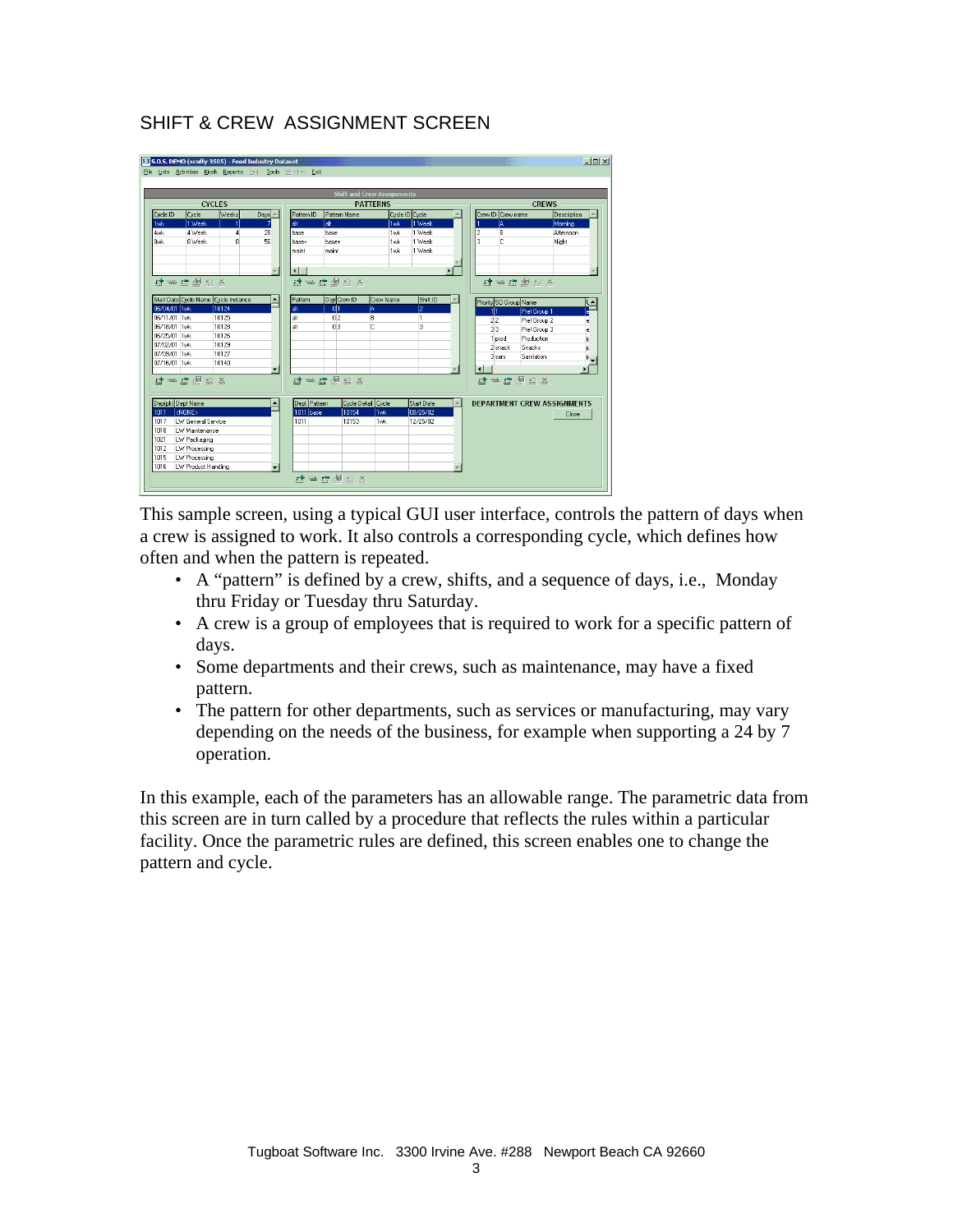SHIFT & CREW ASSIGNMENT SCREEN

This sample screen, using a typical GUI user interface, controls the pattern of days when a crew is assigned to work. It also controls a corresponding cycle, which defines how often and when the pattern is repeated.

- A "pattern" is defined by a crew, shifts, and a sequence of days, i.e., Monday thru Friday or Tuesday thru Saturday.
- A crew is a group of employees that is required to work for a specific pattern of days.
- Some departments and their crews, such as maintenance, may have a fixed pattern.
- The pattern for other departments, such as services or manufacturing, may vary depending on the needs of the business, for example when supporting a 24 by 7 operation.

In this example, each of the parameters has an allowable range. The parametric data from this screen are in turn called by a procedure that reflects the rules within a particular facility. Once the parametric rules are defined, this screen enables one to change the pattern and cycle.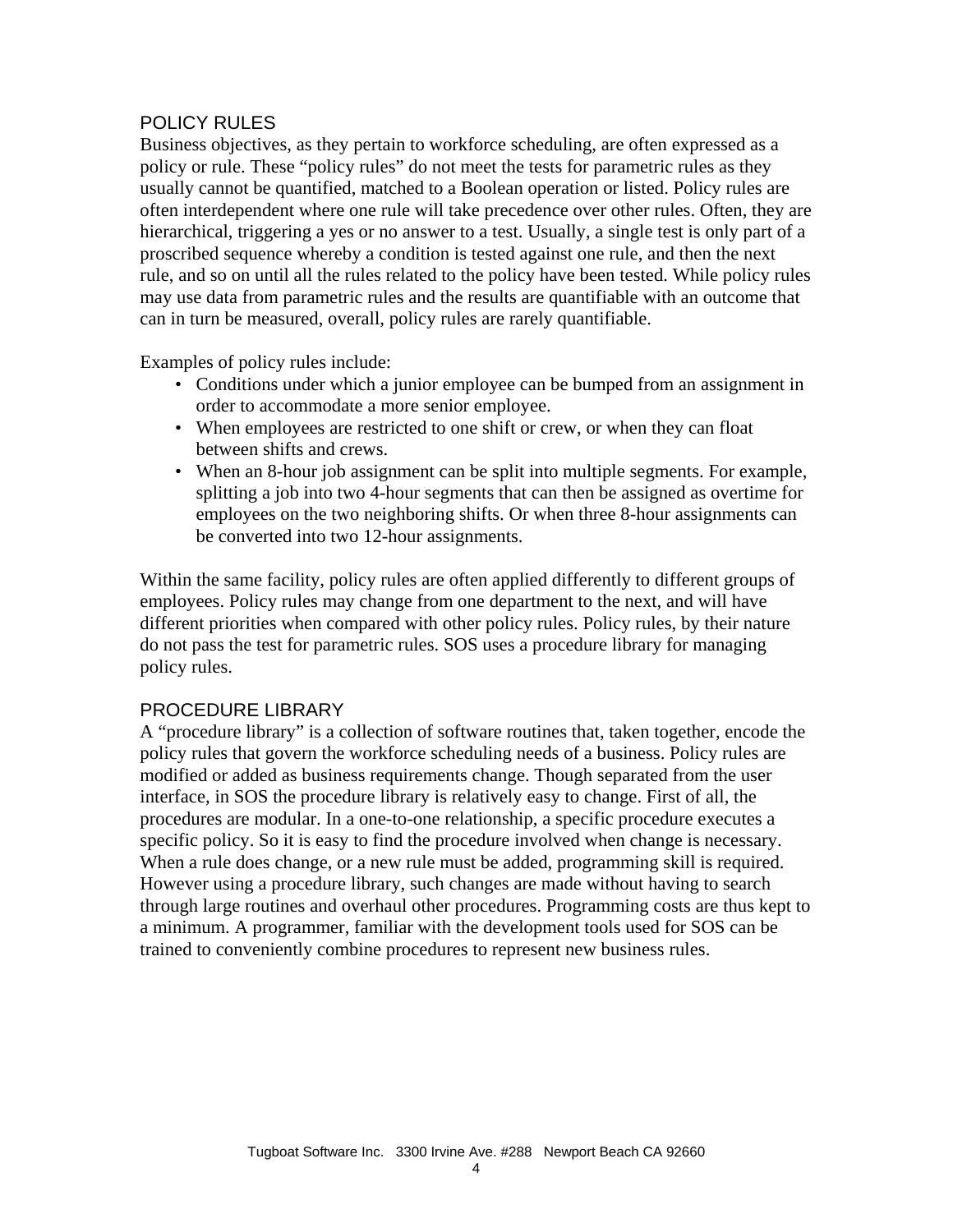## POLICY RULES

Business objectives, as they pertain to workforce scheduling, are often expressed as a policy or rule. These "policy rules" do not meet the tests for parametric rules as they usually cannot be quantified, matched to a Boolean operation or listed. Policy rules are often interdependent where one rule will take precedence over other rules. Often, they are hierarchical, triggering a yes or no answer to a test. Usually, a single test is only part of a proscribed sequence whereby a condition is tested against one rule, and then the next rule, and so on until all the rules related to the policy have been tested. While policy rules may use data from parametric rules and the results are quantifiable with an outcome that can in turn be measured, overall, policy rules are rarely quantifiable.

Examples of policy rules include:

- Conditions under which a junior employee can be bumped from an assignment in order to accommodate a more senior employee.
- When employees are restricted to one shift or crew, or when they can float between shifts and crews.
- When an 8-hour job assignment can be split into multiple segments. For example, splitting a job into two 4-hour segments that can then be assigned as overtime for employees on the two neighboring shifts. Or when three 8-hour assignments can be converted into two 12-hour assignments.

Within the same facility, policy rules are often applied differently to different groups of employees. Policy rules may change from one department to the next, and will have different priorities when compared with other policy rules. Policy rules, by their nature do not pass the test for parametric rules. SOS uses a procedure library for managing policy rules.

## PROCEDURE LIBRARY

A "procedure library" is a collection of software routines that, taken together, encode the policy rules that govern the workforce scheduling needs of a business. Policy rules are modified or added as business requirements change. Though separated from the user interface, in SOS the procedure library is relatively easy to change. First of all, the procedures are modular. In a one-to-one relationship, a specific procedure executes a specific policy. So it is easy to find the procedure involved when change is necessary. When a rule does change, or a new rule must be added, programming skill is required. However using a procedure library, such changes are made without having to search through large routines and overhaul other procedures. Programming costs are thus kept to a minimum. A programmer, familiar with the development tools used for SOS can be trained to conveniently combine procedures to represent new business rules.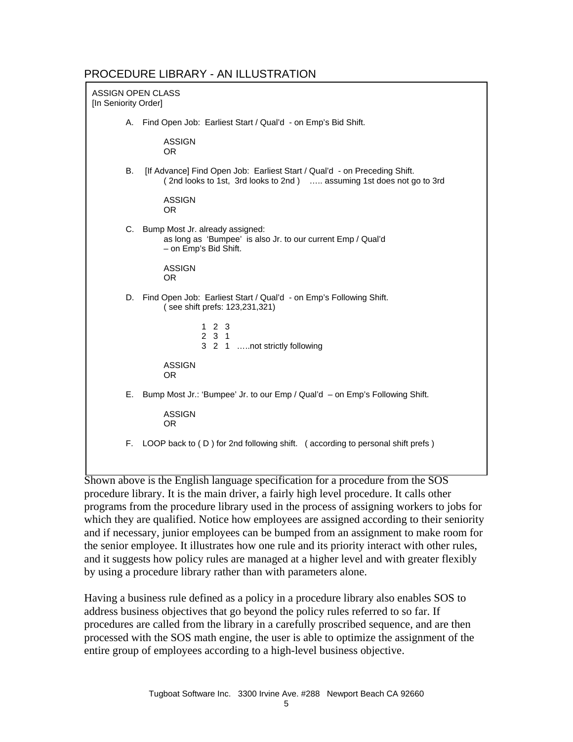## PROCEDURE LIBRARY - AN ILLUSTRATION

```
ASSIGN OPEN CLASS
[In Seniority Order]

    A.  Find Open Job:  Earliest Start / Qual'd  - on Emp's Bid Shift.

            ASSIGN
            OR

    B.  [If Advance] Find Open Job:  Earliest Start / Qual'd  - on Preceding Shift.
            ( 2nd looks to 1st,  3rd looks to 2nd )   ….. assuming 1st does not go to 3rd

            ASSIGN
            OR

    C.  Bump Most Jr. already assigned:
            as long as  'Bumpee'  is also Jr. to our current Emp / Qual'd
            – on Emp's Bid Shift.

            ASSIGN
            OR

    D.  Find Open Job:  Earliest Start / Qual'd  - on Emp's Following Shift.
            ( see shift prefs: 123,231,321)

                    1  2  3
                    2  3  1
                    3  2  1   …..not strictly following

            ASSIGN
            OR

    E.  Bump Most Jr.: 'Bumpee' Jr. to our Emp / Qual'd  – on Emp's Following Shift.

            ASSIGN
            OR

    F.  LOOP back to ( D ) for 2nd following shift.   ( according to personal shift prefs )
```

Shown above is the English language specification for a procedure from the SOS procedure library. It is the main driver, a fairly high level procedure. It calls other programs from the procedure library used in the process of assigning workers to jobs for which they are qualified. Notice how employees are assigned according to their seniority and if necessary, junior employees can be bumped from an assignment to make room for the senior employee. It illustrates how one rule and its priority interact with other rules, and it suggests how policy rules are managed at a higher level and with greater flexibly by using a procedure library rather than with parameters alone.

Having a business rule defined as a policy in a procedure library also enables SOS to address business objectives that go beyond the policy rules referred to so far. If procedures are called from the library in a carefully proscribed sequence, and are then processed with the SOS math engine, the user is able to optimize the assignment of the entire group of employees according to a high-level business objective.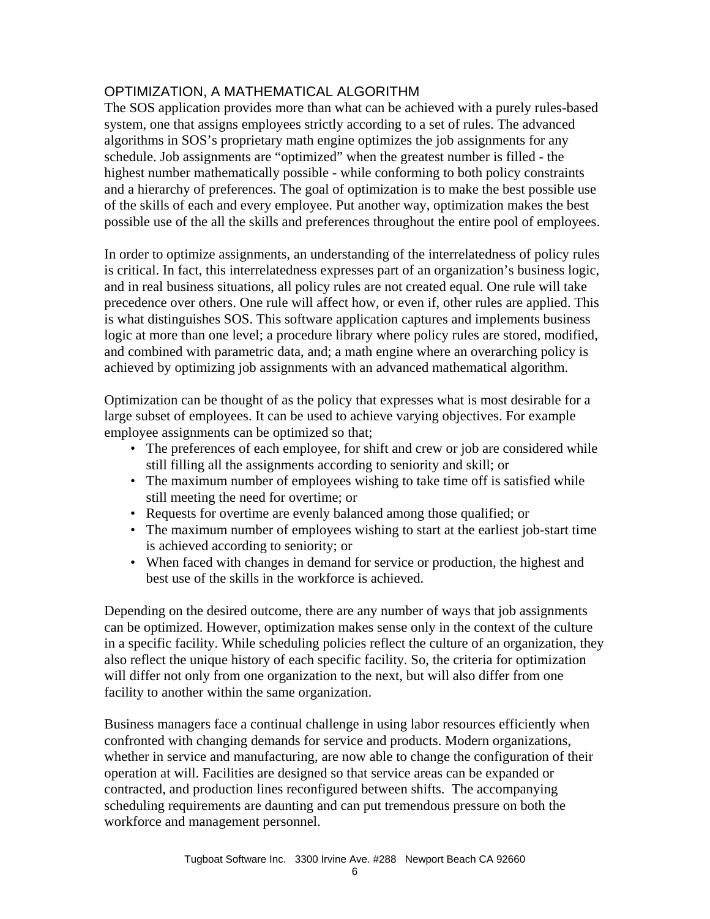## OPTIMIZATION, A MATHEMATICAL ALGORITHM

The SOS application provides more than what can be achieved with a purely rules-based system, one that assigns employees strictly according to a set of rules. The advanced algorithms in SOS's proprietary math engine optimizes the job assignments for any schedule. Job assignments are "optimized" when the greatest number is filled - the highest number mathematically possible - while conforming to both policy constraints and a hierarchy of preferences. The goal of optimization is to make the best possible use of the skills of each and every employee. Put another way, optimization makes the best possible use of the all the skills and preferences throughout the entire pool of employees.

In order to optimize assignments, an understanding of the interrelatedness of policy rules is critical. In fact, this interrelatedness expresses part of an organization's business logic, and in real business situations, all policy rules are not created equal. One rule will take precedence over others. One rule will affect how, or even if, other rules are applied. This is what distinguishes SOS. This software application captures and implements business logic at more than one level; a procedure library where policy rules are stored, modified, and combined with parametric data, and; a math engine where an overarching policy is achieved by optimizing job assignments with an advanced mathematical algorithm.

Optimization can be thought of as the policy that expresses what is most desirable for a large subset of employees. It can be used to achieve varying objectives. For example employee assignments can be optimized so that;

- The preferences of each employee, for shift and crew or job are considered while still filling all the assignments according to seniority and skill; or
- The maximum number of employees wishing to take time off is satisfied while still meeting the need for overtime; or
- Requests for overtime are evenly balanced among those qualified; or
- The maximum number of employees wishing to start at the earliest job-start time is achieved according to seniority; or
- When faced with changes in demand for service or production, the highest and best use of the skills in the workforce is achieved.

Depending on the desired outcome, there are any number of ways that job assignments can be optimized. However, optimization makes sense only in the context of the culture in a specific facility. While scheduling policies reflect the culture of an organization, they also reflect the unique history of each specific facility. So, the criteria for optimization will differ not only from one organization to the next, but will also differ from one facility to another within the same organization.

Business managers face a continual challenge in using labor resources efficiently when confronted with changing demands for service and products. Modern organizations, whether in service and manufacturing, are now able to change the configuration of their operation at will. Facilities are designed so that service areas can be expanded or contracted, and production lines reconfigured between shifts. The accompanying scheduling requirements are daunting and can put tremendous pressure on both the workforce and management personnel.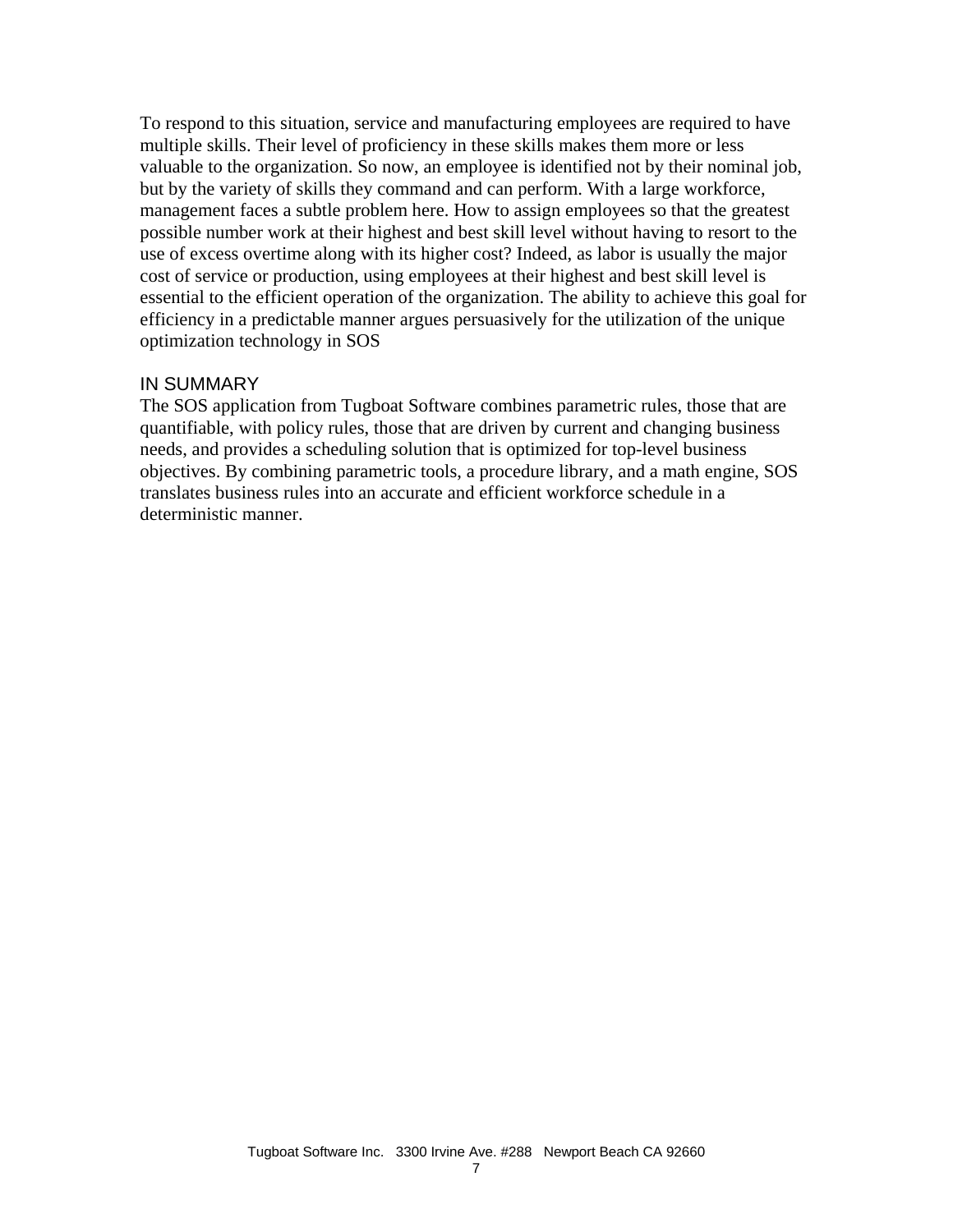To respond to this situation, service and manufacturing employees are required to have multiple skills. Their level of proficiency in these skills makes them more or less valuable to the organization. So now, an employee is identified not by their nominal job, but by the variety of skills they command and can perform. With a large workforce, management faces a subtle problem here. How to assign employees so that the greatest possible number work at their highest and best skill level without having to resort to the use of excess overtime along with its higher cost? Indeed, as labor is usually the major cost of service or production, using employees at their highest and best skill level is essential to the efficient operation of the organization. The ability to achieve this goal for efficiency in a predictable manner argues persuasively for the utilization of the unique optimization technology in SOS

## IN SUMMARY

The SOS application from Tugboat Software combines parametric rules, those that are quantifiable, with policy rules, those that are driven by current and changing business needs, and provides a scheduling solution that is optimized for top-level business objectives. By combining parametric tools, a procedure library, and a math engine, SOS translates business rules into an accurate and efficient workforce schedule in a deterministic manner.